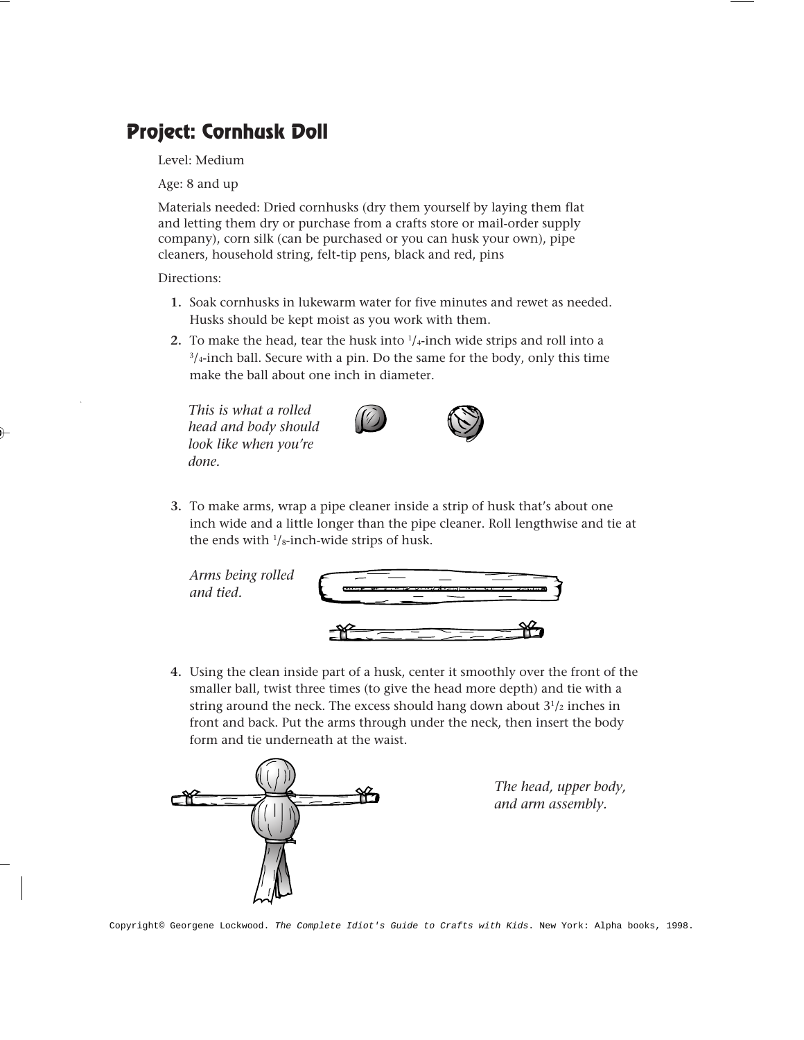# Project: Cornhusk Doll

Level: Medium

Age: 8 and up

Materials needed: Dried cornhusks (dry them yourself by laying them flat and letting them dry or purchase from a crafts store or mail-order supply company), corn silk (can be purchased or you can husk your own), pipe cleaners, household string, felt-tip pens, black and red, pins

Directions:

1. Soak cornhusks in lukewarm water for five minutes and rewet as needed. Husks should be kept moist as you work with them.
2. To make the head, tear the husk into 1/4-inch wide strips and roll into a 3/4-inch ball. Secure with a pin. Do the same for the body, only this time make the ball about one inch in diameter.

*This is what a rolled head and body should look like when you're done.*

3. To make arms, wrap a pipe cleaner inside a strip of husk that's about one inch wide and a little longer than the pipe cleaner. Roll lengthwise and tie at the ends with 1/8-inch-wide strips of husk.

*Arms being rolled and tied.*

4. Using the clean inside part of a husk, center it smoothly over the front of the smaller ball, twist three times (to give the head more depth) and tie with a string around the neck. The excess should hang down about 3 1/2 inches in front and back. Put the arms through under the neck, then insert the body form and tie underneath at the waist.

*The head, upper body, and arm assembly.*

Copyright© Georgene Lockwood. *The Complete Idiot's Guide to Crafts with Kids*. New York: Alpha books, 1998.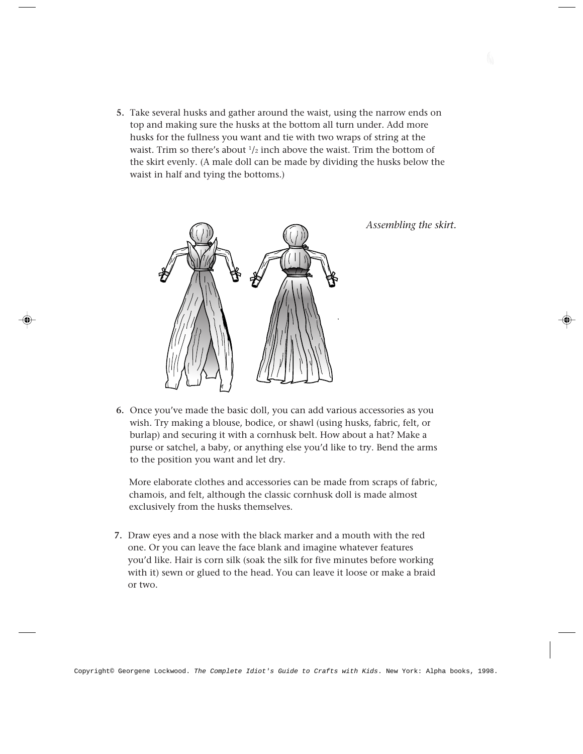5. Take several husks and gather around the waist, using the narrow ends on top and making sure the husks at the bottom all turn under. Add more husks for the fullness you want and tie with two wraps of string at the waist. Trim so there's about 1/2 inch above the waist. Trim the bottom of the skirt evenly. (A male doll can be made by dividing the husks below the waist in half and tying the bottoms.)

*Assembling the skirt.*

6. Once you've made the basic doll, you can add various accessories as you wish. Try making a blouse, bodice, or shawl (using husks, fabric, felt, or burlap) and securing it with a cornhusk belt. How about a hat? Make a purse or satchel, a baby, or anything else you'd like to try. Bend the arms to the position you want and let dry.

   More elaborate clothes and accessories can be made from scraps of fabric, chamois, and felt, although the classic cornhusk doll is made almost exclusively from the husks themselves.

7. Draw eyes and a nose with the black marker and a mouth with the red one. Or you can leave the face blank and imagine whatever features you'd like. Hair is corn silk (soak the silk for five minutes before working with it) sewn or glued to the head. You can leave it loose or make a braid or two.

Copyright© Georgene Lockwood. *The Complete Idiot's Guide to Crafts with Kids*. New York: Alpha books, 1998.